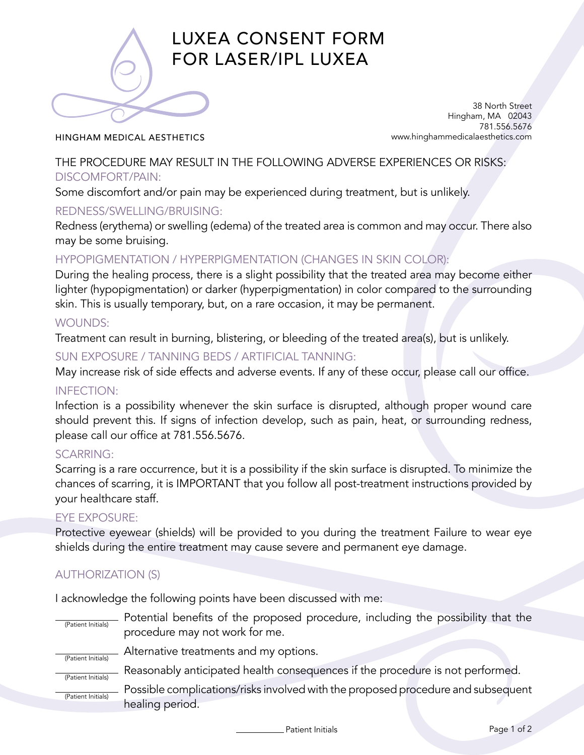# LUXEA CONSENT FORM FOR LASER/IPL LUXEA

HINGHAM MEDICAL AESTHETICS

38 North Street
Hingham, MA 02043
781.556.5676
www.hinghammedicalaesthetics.com

## THE PROCEDURE MAY RESULT IN THE FOLLOWING ADVERSE EXPERIENCES OR RISKS:

### DISCOMFORT/PAIN:

Some discomfort and/or pain may be experienced during treatment, but is unlikely.

### REDNESS/SWELLING/BRUISING:

Redness (erythema) or swelling (edema) of the treated area is common and may occur. There also may be some bruising.

### HYPOPIGMENTATION / HYPERPIGMENTATION (CHANGES IN SKIN COLOR):

During the healing process, there is a slight possibility that the treated area may become either lighter (hypopigmentation) or darker (hyperpigmentation) in color compared to the surrounding skin. This is usually temporary, but, on a rare occasion, it may be permanent.

### WOUNDS:

Treatment can result in burning, blistering, or bleeding of the treated area(s), but is unlikely.

### SUN EXPOSURE / TANNING BEDS / ARTIFICIAL TANNING:

May increase risk of side effects and adverse events. If any of these occur, please call our office.

### INFECTION:

Infection is a possibility whenever the skin surface is disrupted, although proper wound care should prevent this. If signs of infection develop, such as pain, heat, or surrounding redness, please call our office at 781.556.5676.

### SCARRING:

Scarring is a rare occurrence, but it is a possibility if the skin surface is disrupted. To minimize the chances of scarring, it is IMPORTANT that you follow all post-treatment instructions provided by your healthcare staff.

### EYE EXPOSURE:

Protective eyewear (shields) will be provided to you during the treatment Failure to wear eye shields during the entire treatment may cause severe and permanent eye damage.

## AUTHORIZATION (S)

I acknowledge the following points have been discussed with me:

______ (Patient Initials) Potential benefits of the proposed procedure, including the possibility that the procedure may not work for me.

______ (Patient Initials) Alternative treatments and my options.

______ (Patient Initials) Reasonably anticipated health consequences if the procedure is not performed.

______ (Patient Initials) Possible complications/risks involved with the proposed procedure and subsequent healing period.

______ Patient Initials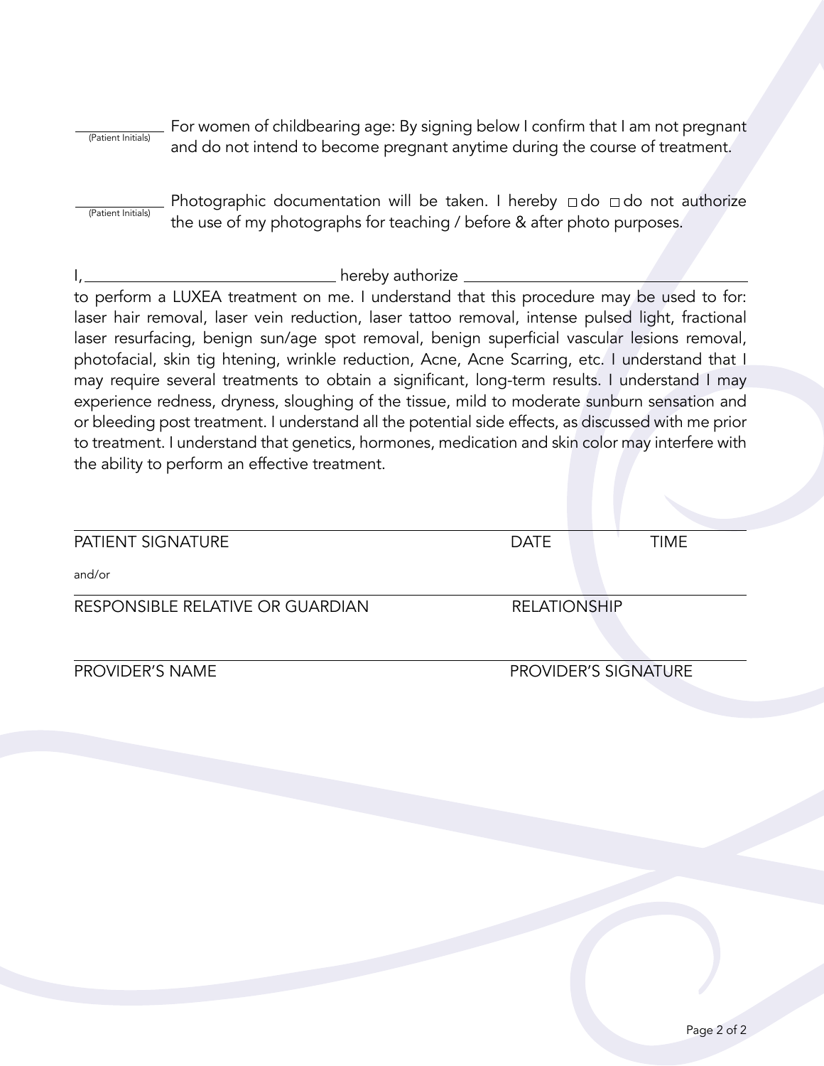\_\_\_\_\_\_\_\_\_\_ (Patient Initials) For women of childbearing age: By signing below I confirm that I am not pregnant and do not intend to become pregnant anytime during the course of treatment.

\_\_\_\_\_\_\_\_\_\_ (Patient Initials) Photographic documentation will be taken. I hereby ☐ do ☐ do not authorize the use of my photographs for teaching / before & after photo purposes.

I, \_\_\_\_\_\_\_\_\_\_\_\_\_\_\_\_\_\_\_\_\_\_\_\_\_\_\_\_ hereby authorize \_\_\_\_\_\_\_\_\_\_\_\_\_\_\_\_\_\_\_\_\_\_\_\_\_\_\_\_ to perform a LUXEA treatment on me. I understand that this procedure may be used to for: laser hair removal, laser vein reduction, laser tattoo removal, intense pulsed light, fractional laser resurfacing, benign sun/age spot removal, benign superficial vascular lesions removal, photofacial, skin tig htening, wrinkle reduction, Acne, Acne Scarring, etc. I understand that I may require several treatments to obtain a significant, long-term results. I understand I may experience redness, dryness, sloughing of the tissue, mild to moderate sunburn sensation and or bleeding post treatment. I understand all the potential side effects, as discussed with me prior to treatment. I understand that genetics, hormones, medication and skin color may interfere with the ability to perform an effective treatment.

\_\_\_\_\_\_\_\_\_\_\_\_\_\_\_\_\_\_\_\_\_\_\_\_\_\_\_\_\_\_\_\_\_\_\_\_\_\_\_\_\_\_\_\_\_\_\_\_\_\_\_\_

PATIENT SIGNATURE DATE TIME

and/or

\_\_\_\_\_\_\_\_\_\_\_\_\_\_\_\_\_\_\_\_\_\_\_\_\_\_\_\_\_\_\_\_\_\_\_\_\_\_\_\_\_\_\_\_\_\_\_\_\_\_\_\_

RESPONSIBLE RELATIVE OR GUARDIAN RELATIONSHIP

\_\_\_\_\_\_\_\_\_\_\_\_\_\_\_\_\_\_\_\_\_\_\_\_\_\_\_\_\_\_\_\_\_\_\_\_\_\_\_\_\_\_\_\_\_\_\_\_\_\_\_\_

PROVIDER'S NAME PROVIDER'S SIGNATURE